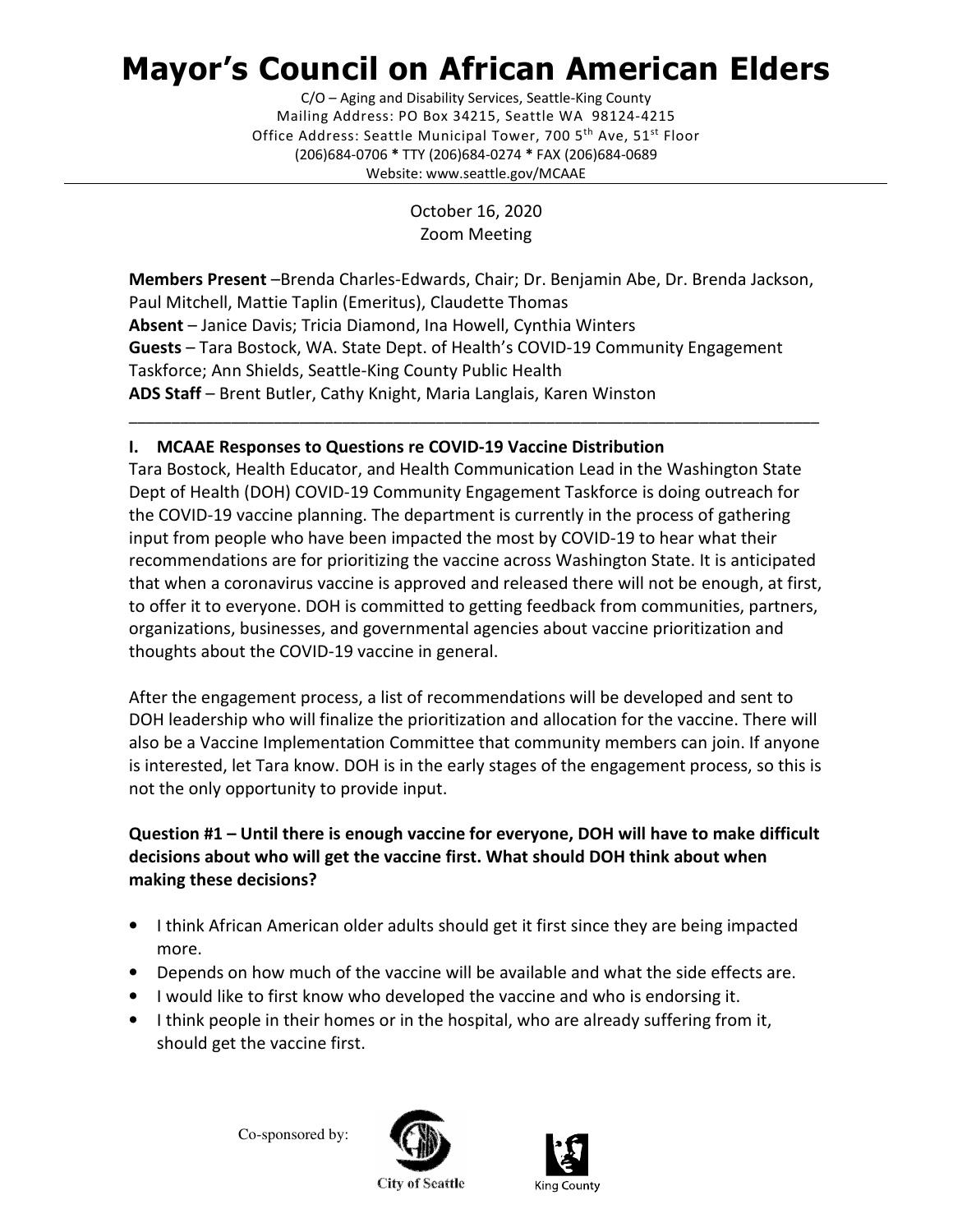# Mayor's Council on African American Elders

C/O – Aging and Disability Services, Seattle-King County
Mailing Address: PO Box 34215, Seattle WA 98124-4215
Office Address: Seattle Municipal Tower, 700 5th Ave, 51st Floor
(206)684-0706 * TTY (206)684-0274 * FAX (206)684-0689
Website: www.seattle.gov/MCAAE

October 16, 2020
Zoom Meeting

**Members Present** –Brenda Charles-Edwards, Chair; Dr. Benjamin Abe, Dr. Brenda Jackson, Paul Mitchell, Mattie Taplin (Emeritus), Claudette Thomas
**Absent** – Janice Davis; Tricia Diamond, Ina Howell, Cynthia Winters
**Guests** – Tara Bostock, WA. State Dept. of Health's COVID-19 Community Engagement Taskforce; Ann Shields, Seattle-King County Public Health
**ADS Staff** – Brent Butler, Cathy Knight, Maria Langlais, Karen Winston

---

## I. MCAAE Responses to Questions re COVID-19 Vaccine Distribution

Tara Bostock, Health Educator, and Health Communication Lead in the Washington State Dept of Health (DOH) COVID-19 Community Engagement Taskforce is doing outreach for the COVID-19 vaccine planning. The department is currently in the process of gathering input from people who have been impacted the most by COVID-19 to hear what their recommendations are for prioritizing the vaccine across Washington State. It is anticipated that when a coronavirus vaccine is approved and released there will not be enough, at first, to offer it to everyone. DOH is committed to getting feedback from communities, partners, organizations, businesses, and governmental agencies about vaccine prioritization and thoughts about the COVID-19 vaccine in general.

After the engagement process, a list of recommendations will be developed and sent to DOH leadership who will finalize the prioritization and allocation for the vaccine. There will also be a Vaccine Implementation Committee that community members can join. If anyone is interested, let Tara know. DOH is in the early stages of the engagement process, so this is not the only opportunity to provide input.

**Question #1 – Until there is enough vaccine for everyone, DOH will have to make difficult decisions about who will get the vaccine first. What should DOH think about when making these decisions?**

- I think African American older adults should get it first since they are being impacted more.
- Depends on how much of the vaccine will be available and what the side effects are.
- I would like to first know who developed the vaccine and who is endorsing it.
- I think people in their homes or in the hospital, who are already suffering from it, should get the vaccine first.

Co-sponsored by:

City of Seattle

King County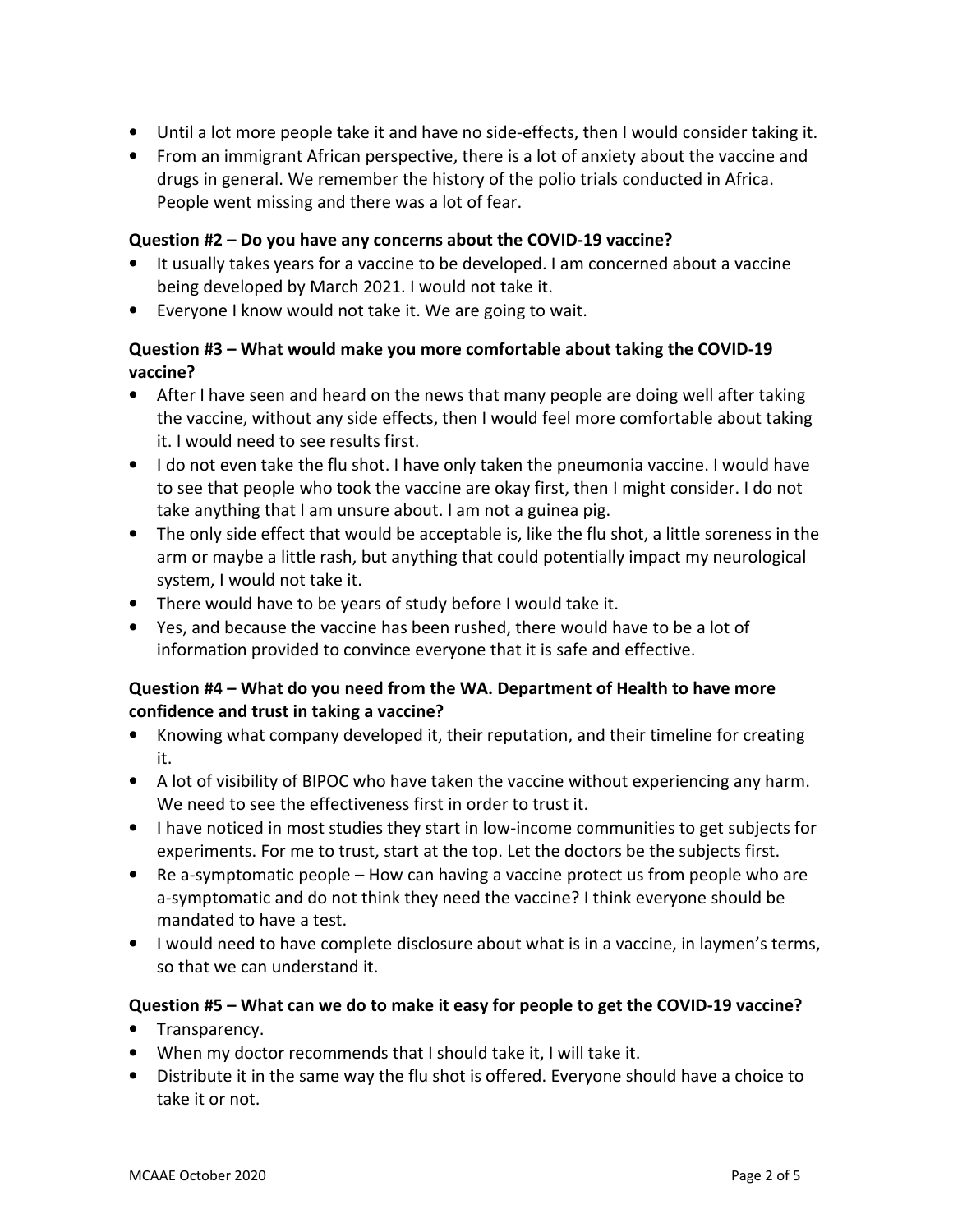- Until a lot more people take it and have no side-effects, then I would consider taking it.
- From an immigrant African perspective, there is a lot of anxiety about the vaccine and drugs in general. We remember the history of the polio trials conducted in Africa. People went missing and there was a lot of fear.

**Question #2 – Do you have any concerns about the COVID-19 vaccine?**

- It usually takes years for a vaccine to be developed. I am concerned about a vaccine being developed by March 2021. I would not take it.
- Everyone I know would not take it. We are going to wait.

**Question #3 – What would make you more comfortable about taking the COVID-19 vaccine?**

- After I have seen and heard on the news that many people are doing well after taking the vaccine, without any side effects, then I would feel more comfortable about taking it. I would need to see results first.
- I do not even take the flu shot. I have only taken the pneumonia vaccine. I would have to see that people who took the vaccine are okay first, then I might consider. I do not take anything that I am unsure about. I am not a guinea pig.
- The only side effect that would be acceptable is, like the flu shot, a little soreness in the arm or maybe a little rash, but anything that could potentially impact my neurological system, I would not take it.
- There would have to be years of study before I would take it.
- Yes, and because the vaccine has been rushed, there would have to be a lot of information provided to convince everyone that it is safe and effective.

**Question #4 – What do you need from the WA. Department of Health to have more confidence and trust in taking a vaccine?**

- Knowing what company developed it, their reputation, and their timeline for creating it.
- A lot of visibility of BIPOC who have taken the vaccine without experiencing any harm. We need to see the effectiveness first in order to trust it.
- I have noticed in most studies they start in low-income communities to get subjects for experiments. For me to trust, start at the top. Let the doctors be the subjects first.
- Re a-symptomatic people – How can having a vaccine protect us from people who are a-symptomatic and do not think they need the vaccine? I think everyone should be mandated to have a test.
- I would need to have complete disclosure about what is in a vaccine, in laymen's terms, so that we can understand it.

**Question #5 – What can we do to make it easy for people to get the COVID-19 vaccine?**

- Transparency.
- When my doctor recommends that I should take it, I will take it.
- Distribute it in the same way the flu shot is offered. Everyone should have a choice to take it or not.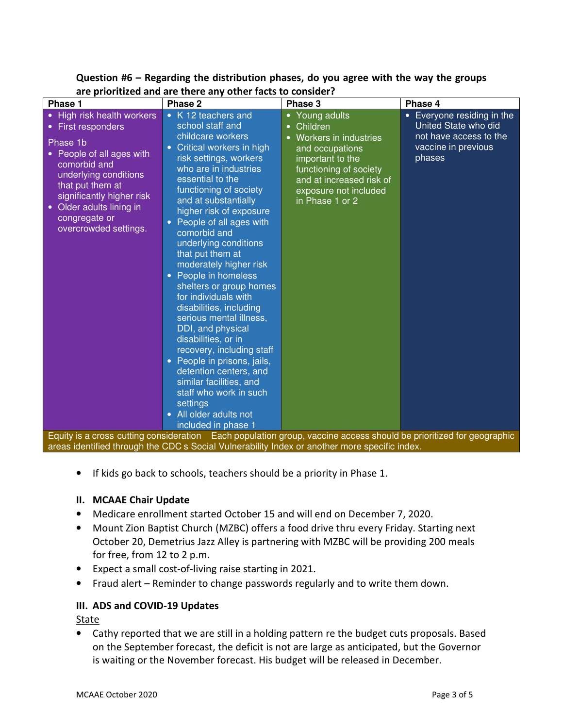**Question #6 – Regarding the distribution phases, do you agree with the way the groups are prioritized and are there any other facts to consider?**

| Phase 1 | Phase 2 | Phase 3 | Phase 4 |
|---|---|---|---|
| • High risk health workers<br>• First responders<br><br>Phase 1b<br>• People of all ages with comorbid and underlying conditions that put them at significantly higher risk<br>• Older adults lining in congregate or overcrowded settings. | • K 12 teachers and school staff and childcare workers<br>• Critical workers in high risk settings, workers who are in industries essential to the functioning of society and at substantially higher risk of exposure<br>• People of all ages with comorbid and underlying conditions that put them at moderately higher risk<br>• People in homeless shelters or group homes for individuals with disabilities, including serious mental illness, DDI, and physical disabilities, or in recovery, including staff<br>• People in prisons, jails, detention centers, and similar facilities, and staff who work in such settings<br>• All older adults not included in phase 1 | • Young adults<br>• Children<br>• Workers in industries and occupations important to the functioning of society and at increased risk of exposure not included in Phase 1 or 2 | • Everyone residing in the United State who did not have access to the vaccine in previous phases |
| Equity is a cross cutting consideration Each population group, vaccine access should be prioritized for geographic areas identified through the CDC s Social Vulnerability Index or another more specific index. | | | |

- If kids go back to schools, teachers should be a priority in Phase 1.

## II. MCAAE Chair Update

- Medicare enrollment started October 15 and will end on December 7, 2020.
- Mount Zion Baptist Church (MZBC) offers a food drive thru every Friday. Starting next October 20, Demetrius Jazz Alley is partnering with MZBC will be providing 200 meals for free, from 12 to 2 p.m.
- Expect a small cost-of-living raise starting in 2021.
- Fraud alert – Reminder to change passwords regularly and to write them down.

## III. ADS and COVID-19 Updates

State

- Cathy reported that we are still in a holding pattern re the budget cuts proposals. Based on the September forecast, the deficit is not are large as anticipated, but the Governor is waiting or the November forecast. His budget will be released in December.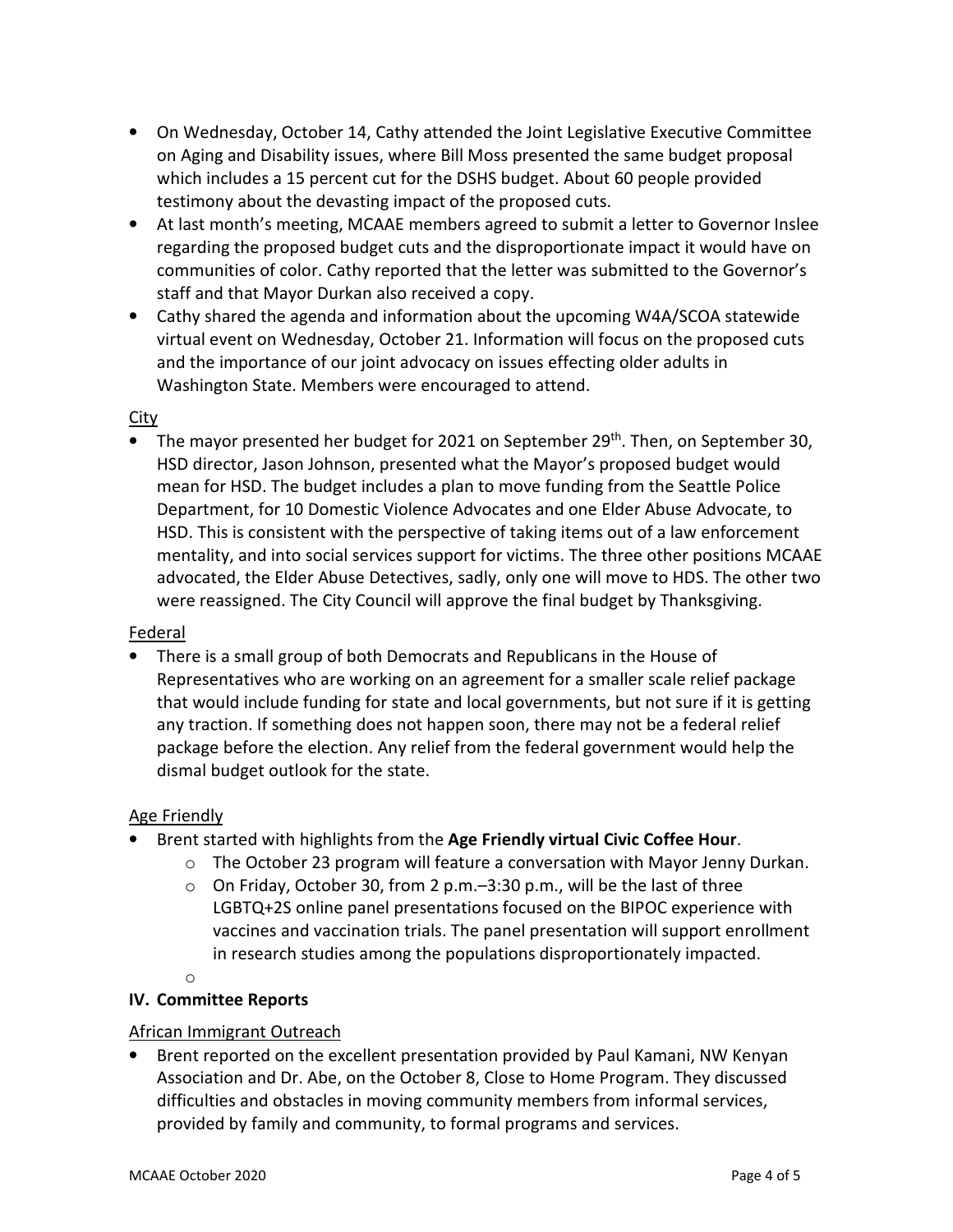- On Wednesday, October 14, Cathy attended the Joint Legislative Executive Committee on Aging and Disability issues, where Bill Moss presented the same budget proposal which includes a 15 percent cut for the DSHS budget. About 60 people provided testimony about the devasting impact of the proposed cuts.
- At last month's meeting, MCAAE members agreed to submit a letter to Governor Inslee regarding the proposed budget cuts and the disproportionate impact it would have on communities of color. Cathy reported that the letter was submitted to the Governor's staff and that Mayor Durkan also received a copy.
- Cathy shared the agenda and information about the upcoming W4A/SCOA statewide virtual event on Wednesday, October 21. Information will focus on the proposed cuts and the importance of our joint advocacy on issues effecting older adults in Washington State. Members were encouraged to attend.

<u>City</u>

- The mayor presented her budget for 2021 on September 29th. Then, on September 30, HSD director, Jason Johnson, presented what the Mayor's proposed budget would mean for HSD. The budget includes a plan to move funding from the Seattle Police Department, for 10 Domestic Violence Advocates and one Elder Abuse Advocate, to HSD. This is consistent with the perspective of taking items out of a law enforcement mentality, and into social services support for victims. The three other positions MCAAE advocated, the Elder Abuse Detectives, sadly, only one will move to HDS. The other two were reassigned. The City Council will approve the final budget by Thanksgiving.

<u>Federal</u>

- There is a small group of both Democrats and Republicans in the House of Representatives who are working on an agreement for a smaller scale relief package that would include funding for state and local governments, but not sure if it is getting any traction. If something does not happen soon, there may not be a federal relief package before the election. Any relief from the federal government would help the dismal budget outlook for the state.

<u>Age Friendly</u>

- Brent started with highlights from the **Age Friendly virtual Civic Coffee Hour**.
  - The October 23 program will feature a conversation with Mayor Jenny Durkan.
  - On Friday, October 30, from 2 p.m.–3:30 p.m., will be the last of three LGBTQ+2S online panel presentations focused on the BIPOC experience with vaccines and vaccination trials. The panel presentation will support enrollment in research studies among the populations disproportionately impacted.

## IV. Committee Reports

<u>African Immigrant Outreach</u>

- Brent reported on the excellent presentation provided by Paul Kamani, NW Kenyan Association and Dr. Abe, on the October 8, Close to Home Program. They discussed difficulties and obstacles in moving community members from informal services, provided by family and community, to formal programs and services.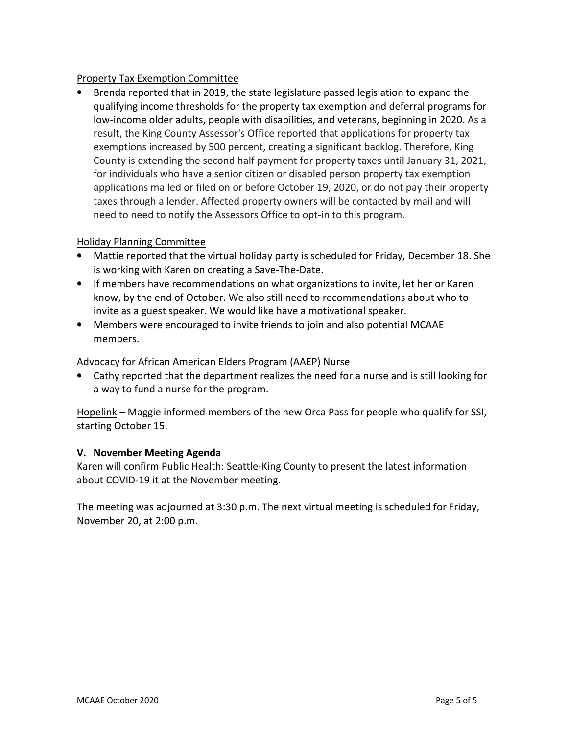Property Tax Exemption Committee

- Brenda reported that in 2019, the state legislature passed legislation to expand the qualifying income thresholds for the property tax exemption and deferral programs for low-income older adults, people with disabilities, and veterans, beginning in 2020. As a result, the King County Assessor's Office reported that applications for property tax exemptions increased by 500 percent, creating a significant backlog. Therefore, King County is extending the second half payment for property taxes until January 31, 2021, for individuals who have a senior citizen or disabled person property tax exemption applications mailed or filed on or before October 19, 2020, or do not pay their property taxes through a lender. Affected property owners will be contacted by mail and will need to need to notify the Assessors Office to opt-in to this program.

Holiday Planning Committee

- Mattie reported that the virtual holiday party is scheduled for Friday, December 18. She is working with Karen on creating a Save-The-Date.
- If members have recommendations on what organizations to invite, let her or Karen know, by the end of October. We also still need to recommendations about who to invite as a guest speaker. We would like have a motivational speaker.
- Members were encouraged to invite friends to join and also potential MCAAE members.

Advocacy for African American Elders Program (AAEP) Nurse

- Cathy reported that the department realizes the need for a nurse and is still looking for a way to fund a nurse for the program.

Hopelink – Maggie informed members of the new Orca Pass for people who qualify for SSI, starting October 15.

**V. November Meeting Agenda**

Karen will confirm Public Health: Seattle-King County to present the latest information about COVID-19 it at the November meeting.

The meeting was adjourned at 3:30 p.m. The next virtual meeting is scheduled for Friday, November 20, at 2:00 p.m.